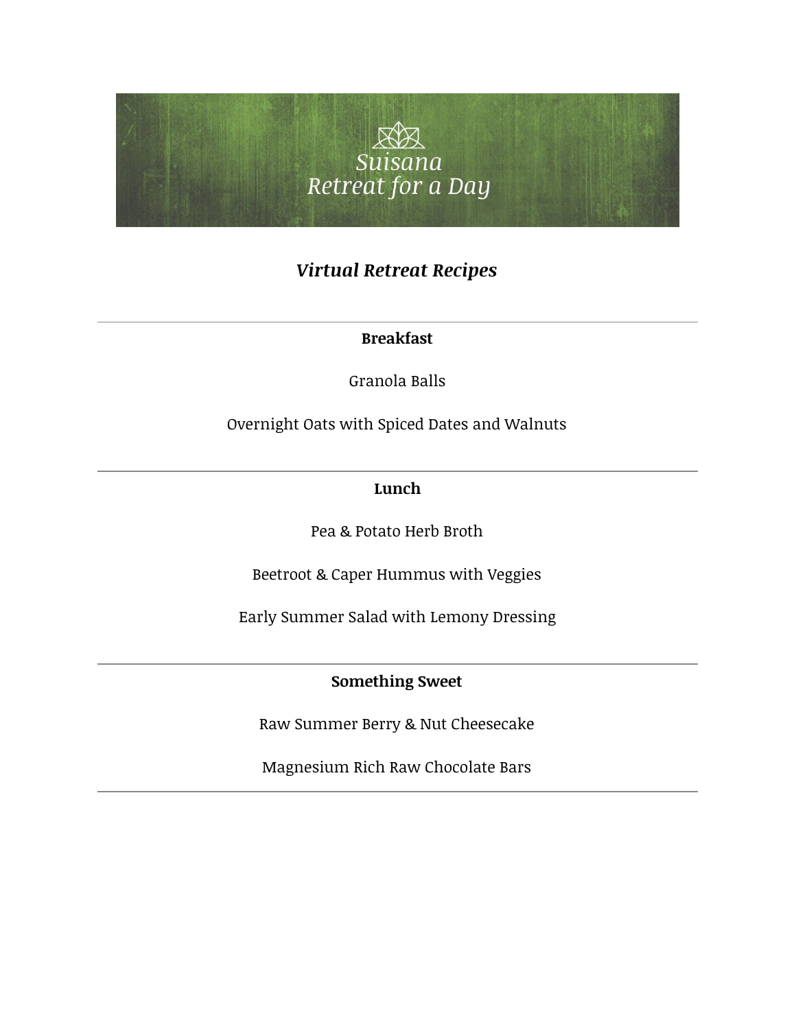# Suisana
## Retreat for a Day

### *Virtual Retreat Recipes*

---

**Breakfast**

Granola Balls

Overnight Oats with Spiced Dates and Walnuts

---

**Lunch**

Pea & Potato Herb Broth

Beetroot & Caper Hummus with Veggies

Early Summer Salad with Lemony Dressing

---

**Something Sweet**

Raw Summer Berry & Nut Cheesecake

Magnesium Rich Raw Chocolate Bars

---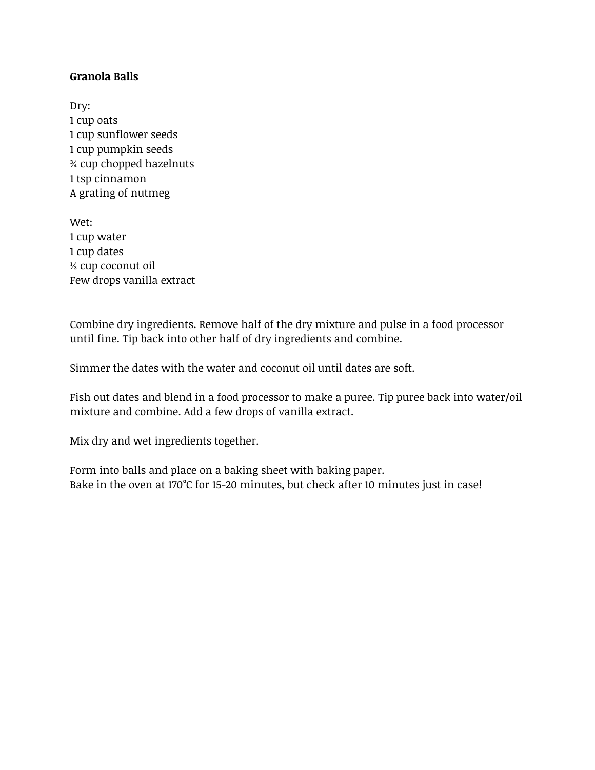**Granola Balls**

Dry:
1 cup oats
1 cup sunflower seeds
1 cup pumpkin seeds
¾ cup chopped hazelnuts
1 tsp cinnamon
A grating of nutmeg

Wet:
1 cup water
1 cup dates
⅓ cup coconut oil
Few drops vanilla extract

Combine dry ingredients. Remove half of the dry mixture and pulse in a food processor until fine. Tip back into other half of dry ingredients and combine.

Simmer the dates with the water and coconut oil until dates are soft.

Fish out dates and blend in a food processor to make a puree. Tip puree back into water/oil mixture and combine. Add a few drops of vanilla extract.

Mix dry and wet ingredients together.

Form into balls and place on a baking sheet with baking paper.
Bake in the oven at 170°C for 15-20 minutes, but check after 10 minutes just in case!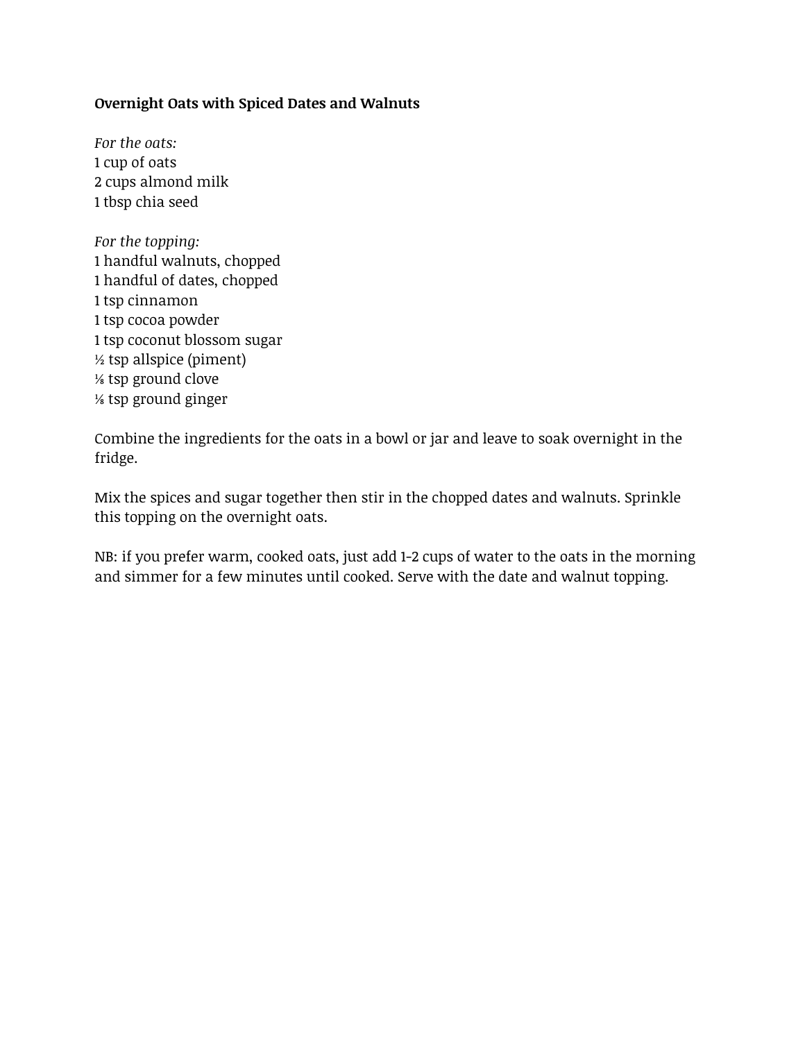**Overnight Oats with Spiced Dates and Walnuts**

*For the oats:*
1 cup of oats
2 cups almond milk
1 tbsp chia seed

*For the topping:*
1 handful walnuts, chopped
1 handful of dates, chopped
1 tsp cinnamon
1 tsp cocoa powder
1 tsp coconut blossom sugar
½ tsp allspice (piment)
⅛ tsp ground clove
⅛ tsp ground ginger

Combine the ingredients for the oats in a bowl or jar and leave to soak overnight in the fridge.

Mix the spices and sugar together then stir in the chopped dates and walnuts. Sprinkle this topping on the overnight oats.

NB: if you prefer warm, cooked oats, just add 1-2 cups of water to the oats in the morning and simmer for a few minutes until cooked. Serve with the date and walnut topping.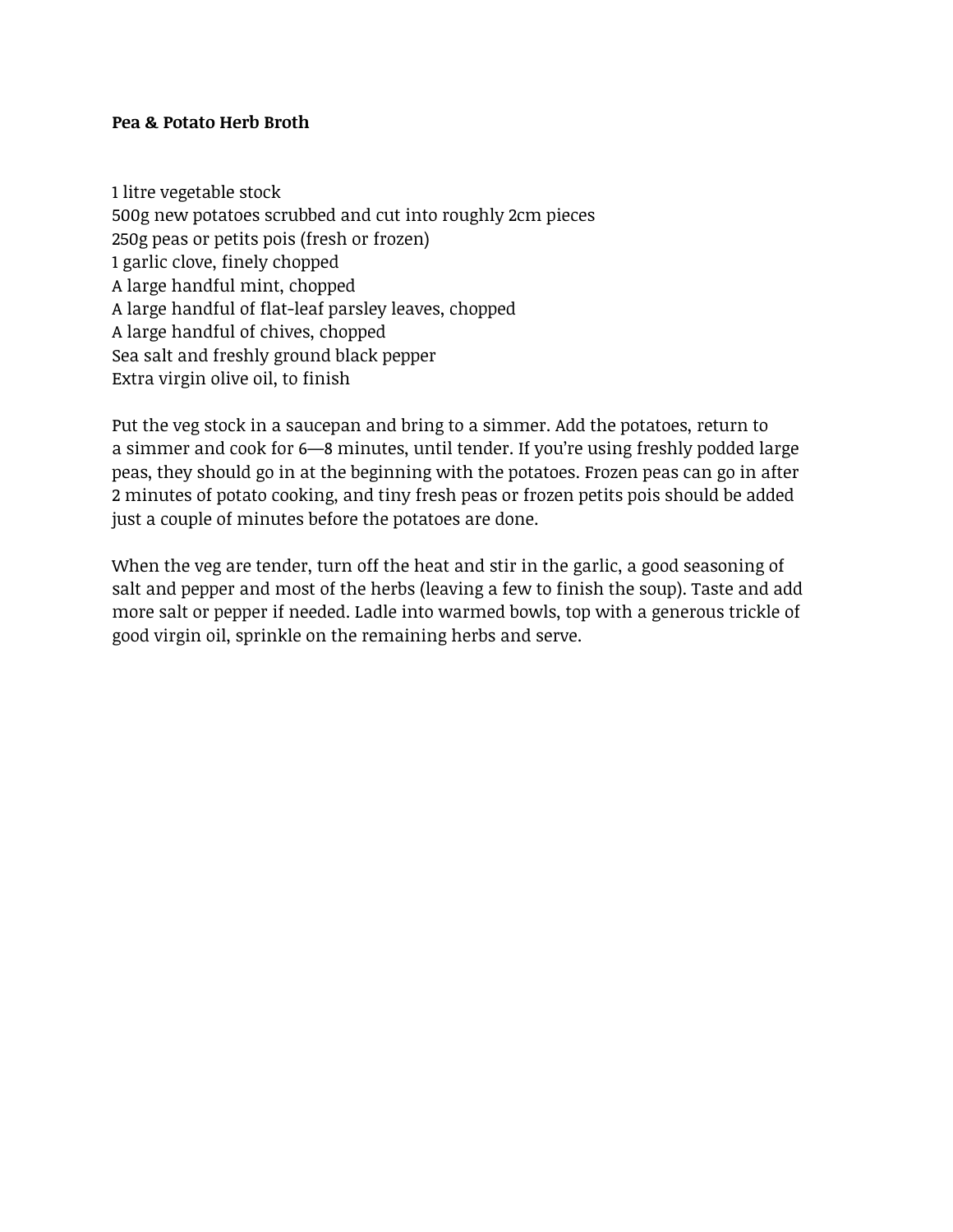**Pea & Potato Herb Broth**

1 litre vegetable stock
500g new potatoes scrubbed and cut into roughly 2cm pieces
250g peas or petits pois (fresh or frozen)
1 garlic clove, finely chopped
A large handful mint, chopped
A large handful of flat-leaf parsley leaves, chopped
A large handful of chives, chopped
Sea salt and freshly ground black pepper
Extra virgin olive oil, to finish

Put the veg stock in a saucepan and bring to a simmer. Add the potatoes, return to a simmer and cook for 6—8 minutes, until tender. If you're using freshly podded large peas, they should go in at the beginning with the potatoes. Frozen peas can go in after 2 minutes of potato cooking, and tiny fresh peas or frozen petits pois should be added just a couple of minutes before the potatoes are done.

When the veg are tender, turn off the heat and stir in the garlic, a good seasoning of salt and pepper and most of the herbs (leaving a few to finish the soup). Taste and add more salt or pepper if needed. Ladle into warmed bowls, top with a generous trickle of good virgin oil, sprinkle on the remaining herbs and serve.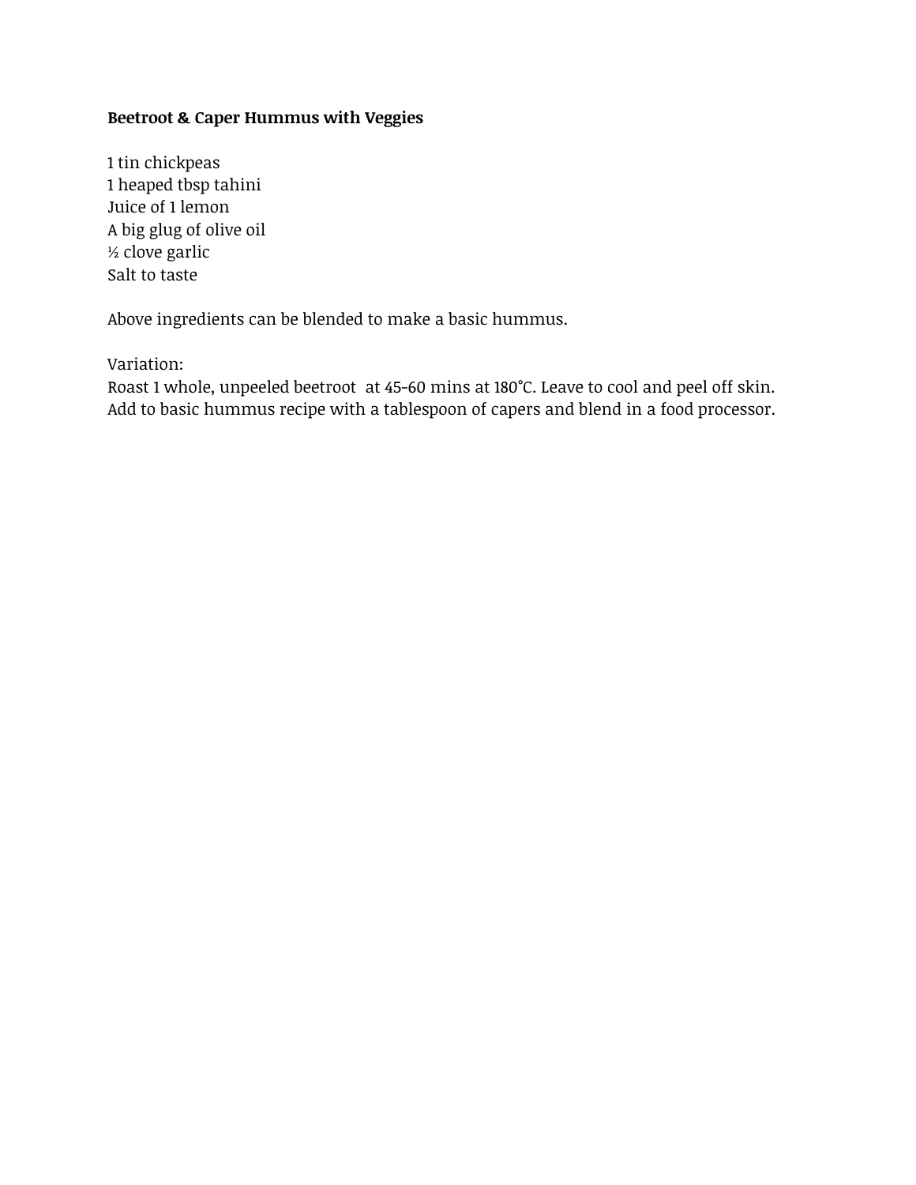**Beetroot & Caper Hummus with Veggies**

1 tin chickpeas
1 heaped tbsp tahini
Juice of 1 lemon
A big glug of olive oil
½ clove garlic
Salt to taste

Above ingredients can be blended to make a basic hummus.

Variation:
Roast 1 whole, unpeeled beetroot  at 45-60 mins at 180°C. Leave to cool and peel off skin. Add to basic hummus recipe with a tablespoon of capers and blend in a food processor.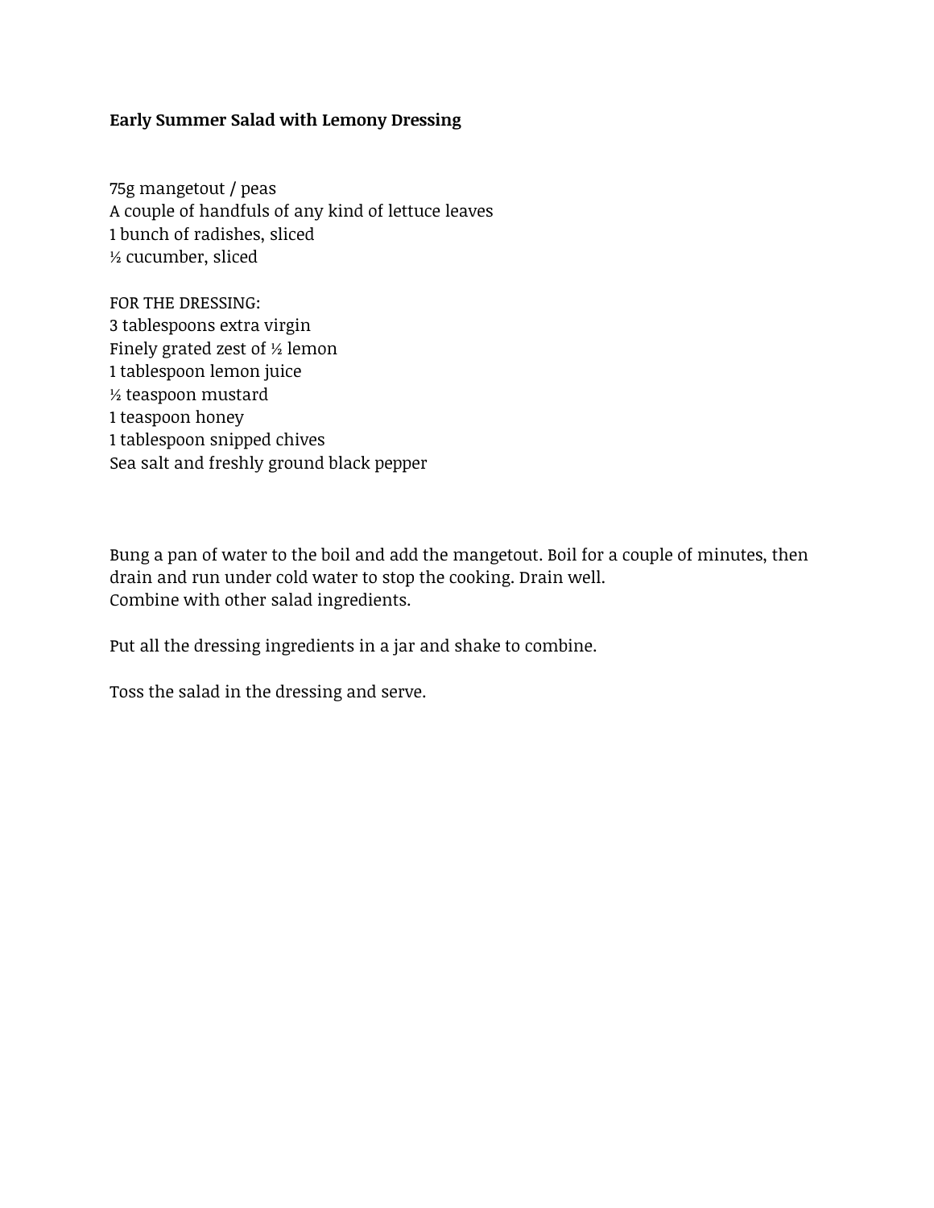**Early Summer Salad with Lemony Dressing**

75g mangetout / peas
A couple of handfuls of any kind of lettuce leaves
1 bunch of radishes, sliced
½ cucumber, sliced

FOR THE DRESSING:
3 tablespoons extra virgin
Finely grated zest of ½ lemon
1 tablespoon lemon juice
½ teaspoon mustard
1 teaspoon honey
1 tablespoon snipped chives
Sea salt and freshly ground black pepper

Bung a pan of water to the boil and add the mangetout. Boil for a couple of minutes, then drain and run under cold water to stop the cooking. Drain well.
Combine with other salad ingredients.

Put all the dressing ingredients in a jar and shake to combine.

Toss the salad in the dressing and serve.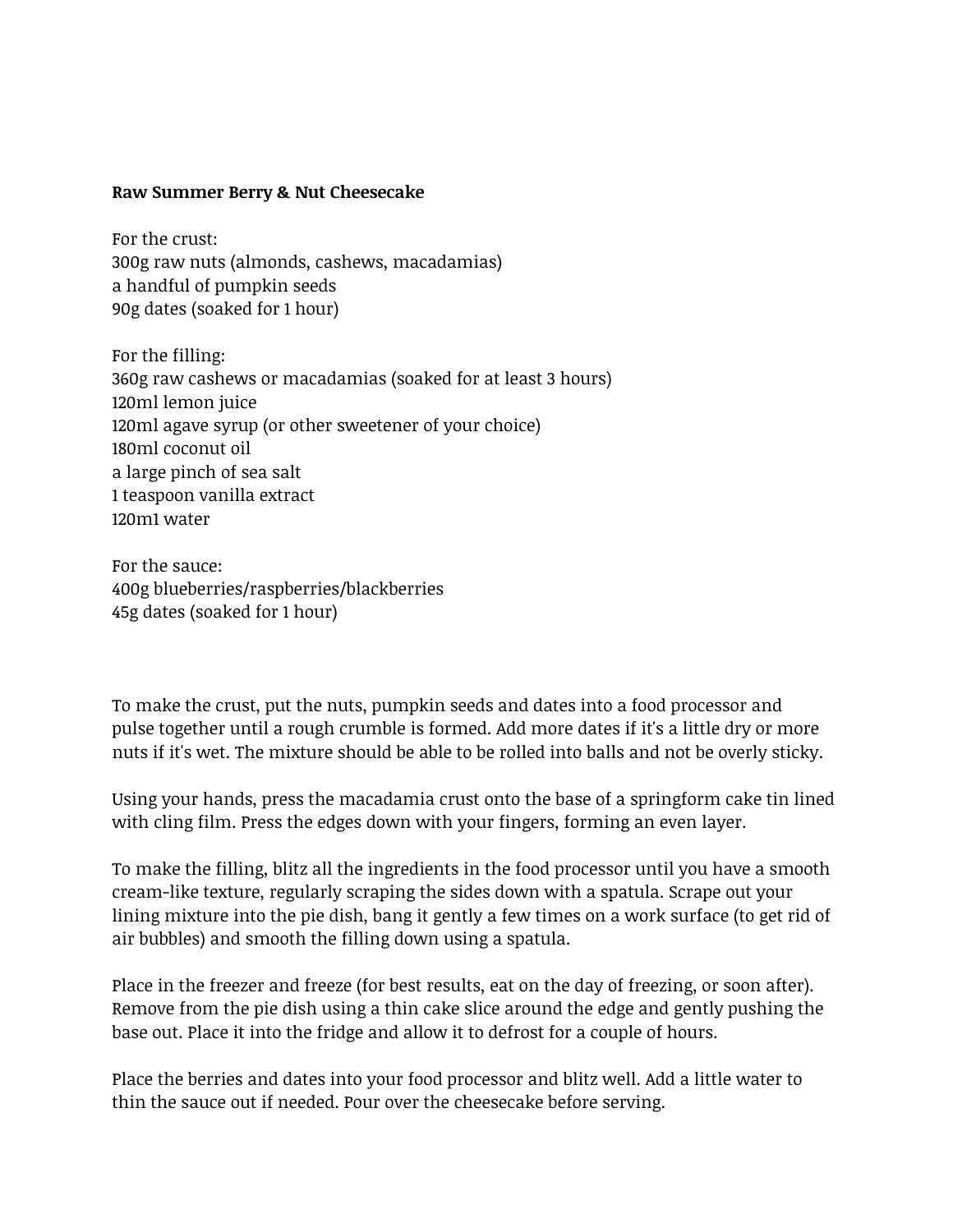**Raw Summer Berry & Nut Cheesecake**

For the crust:
300g raw nuts (almonds, cashews, macadamias)
a handful of pumpkin seeds
90g dates (soaked for 1 hour)

For the filling:
360g raw cashews or macadamias (soaked for at least 3 hours)
120ml lemon juice
120ml agave syrup (or other sweetener of your choice)
180ml coconut oil
a large pinch of sea salt
1 teaspoon vanilla extract
120m1 water

For the sauce:
400g blueberries/raspberries/blackberries
45g dates (soaked for 1 hour)

To make the crust, put the nuts, pumpkin seeds and dates into a food processor and pulse together until a rough crumble is formed. Add more dates if it's a little dry or more nuts if it's wet. The mixture should be able to be rolled into balls and not be overly sticky.

Using your hands, press the macadamia crust onto the base of a springform cake tin lined with cling film. Press the edges down with your fingers, forming an even layer.

To make the filling, blitz all the ingredients in the food processor until you have a smooth cream-like texture, regularly scraping the sides down with a spatula. Scrape out your lining mixture into the pie dish, bang it gently a few times on a work surface (to get rid of air bubbles) and smooth the filling down using a spatula.

Place in the freezer and freeze (for best results, eat on the day of freezing, or soon after). Remove from the pie dish using a thin cake slice around the edge and gently pushing the base out. Place it into the fridge and allow it to defrost for a couple of hours.

Place the berries and dates into your food processor and blitz well. Add a little water to thin the sauce out if needed. Pour over the cheesecake before serving.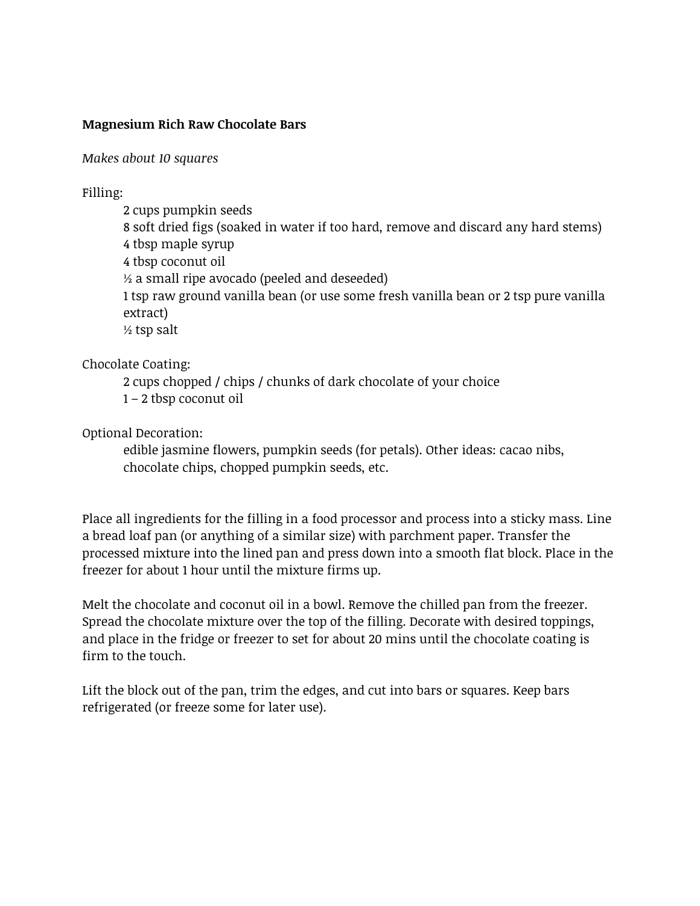**Magnesium Rich Raw Chocolate Bars**

*Makes about 10 squares*

Filling:

- 2 cups pumpkin seeds
- 8 soft dried figs (soaked in water if too hard, remove and discard any hard stems)
- 4 tbsp maple syrup
- 4 tbsp coconut oil
- ½ a small ripe avocado (peeled and deseeded)
- 1 tsp raw ground vanilla bean (or use some fresh vanilla bean or 2 tsp pure vanilla extract)
- ½ tsp salt

Chocolate Coating:

- 2 cups chopped / chips / chunks of dark chocolate of your choice
- 1 – 2 tbsp coconut oil

Optional Decoration:

edible jasmine flowers, pumpkin seeds (for petals). Other ideas: cacao nibs, chocolate chips, chopped pumpkin seeds, etc.

Place all ingredients for the filling in a food processor and process into a sticky mass. Line a bread loaf pan (or anything of a similar size) with parchment paper. Transfer the processed mixture into the lined pan and press down into a smooth flat block. Place in the freezer for about 1 hour until the mixture firms up.

Melt the chocolate and coconut oil in a bowl. Remove the chilled pan from the freezer. Spread the chocolate mixture over the top of the filling. Decorate with desired toppings, and place in the fridge or freezer to set for about 20 mins until the chocolate coating is firm to the touch.

Lift the block out of the pan, trim the edges, and cut into bars or squares. Keep bars refrigerated (or freeze some for later use).